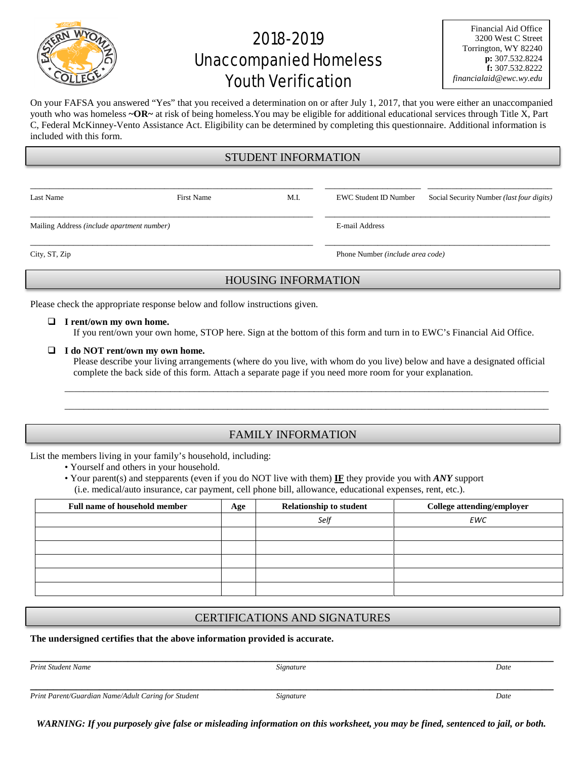# 2018-2019 Unaccompanied Homeless Youth Verification

Financial Aid Office
3200 West C Street
Torrington, WY 82240
**p:** 307.532.8224
**f:** 307.532.8222
*financialaid@ewc.wy.edu*

On your FAFSA you answered "Yes" that you received a determination on or after July 1, 2017, that you were either an unaccompanied youth who was homeless **~OR~** at risk of being homeless.You may be eligible for additional educational services through Title X, Part C, Federal McKinney-Vento Assistance Act. Eligibility can be determined by completing this questionnaire. Additional information is included with this form.

## STUDENT INFORMATION

\_\_\_\_\_\_\_\_\_\_\_\_\_\_\_\_\_\_\_\_\_\_\_\_\_\_\_\_\_\_\_\_\_\_\_\_\_\_\_\_\_\_\_\_ \_\_\_\_\_\_\_\_\_\_\_\_\_\_\_\_ \_\_\_\_\_\_\_\_\_\_\_\_\_\_\_\_\_\_\_\_\_\_

Last Name First Name M.I. EWC Student ID Number Social Security Number *(last four digits)*

\_\_\_\_\_\_\_\_\_\_\_\_\_\_\_\_\_\_\_\_\_\_\_\_\_\_\_\_\_\_\_\_\_\_\_\_\_\_\_\_\_\_\_\_ \_\_\_\_\_\_\_\_\_\_\_\_\_\_\_\_\_\_\_\_\_\_\_\_\_\_\_\_\_\_\_\_\_\_\_\_\_\_\_\_

Mailing Address *(include apartment number)* E-mail Address

\_\_\_\_\_\_\_\_\_\_\_\_\_\_\_\_\_\_\_\_\_\_\_\_\_\_\_\_\_\_\_\_\_\_\_\_\_\_\_\_\_\_\_\_ \_\_\_\_\_\_\_\_\_\_\_\_\_\_\_\_\_\_\_\_\_\_\_\_\_\_\_\_\_\_\_\_\_\_\_\_\_\_\_\_

City, ST, Zip Phone Number *(include area code)*

## HOUSING INFORMATION

Please check the appropriate response below and follow instructions given.

- ❑ **I rent/own my own home.**
  If you rent/own your own home, STOP here. Sign at the bottom of this form and turn in to EWC's Financial Aid Office.

- ❑ **I do NOT rent/own my own home.**
  Please describe your living arrangements (where do you live, with whom do you live) below and have a designated official complete the back side of this form. Attach a separate page if you need more room for your explanation.

  \_\_\_\_\_\_\_\_\_\_\_\_\_\_\_\_\_\_\_\_\_\_\_\_\_\_\_\_\_\_\_\_\_\_\_\_\_\_\_\_\_\_\_\_\_\_\_\_\_\_\_\_\_\_\_\_\_\_\_\_\_\_\_\_\_\_\_\_\_\_\_\_

  \_\_\_\_\_\_\_\_\_\_\_\_\_\_\_\_\_\_\_\_\_\_\_\_\_\_\_\_\_\_\_\_\_\_\_\_\_\_\_\_\_\_\_\_\_\_\_\_\_\_\_\_\_\_\_\_\_\_\_\_\_\_\_\_\_\_\_\_\_\_\_\_

## FAMILY INFORMATION

List the members living in your family's household, including:

- Yourself and others in your household.
- Your parent(s) and stepparents (even if you do NOT live with them) **IF** they provide you with ***ANY*** support (i.e. medical/auto insurance, car payment, cell phone bill, allowance, educational expenses, rent, etc.).

| Full name of household member | Age | Relationship to student | College attending/employer |
|---|---|---|---|
| | | *Self* | *EWC* |
| | | | |
| | | | |
| | | | |
| | | | |
| | | | |

## CERTIFICATIONS AND SIGNATURES

**The undersigned certifies that the above information provided is accurate.**

\_\_\_\_\_\_\_\_\_\_\_\_\_\_\_\_\_\_\_\_\_\_\_\_\_\_\_\_\_\_\_\_\_\_\_\_\_\_\_\_\_\_\_\_\_\_\_\_\_\_\_\_\_\_\_\_\_\_\_\_\_\_\_\_\_\_\_\_\_\_\_\_

*Print Student Name* *Signature* *Date*

\_\_\_\_\_\_\_\_\_\_\_\_\_\_\_\_\_\_\_\_\_\_\_\_\_\_\_\_\_\_\_\_\_\_\_\_\_\_\_\_\_\_\_\_\_\_\_\_\_\_\_\_\_\_\_\_\_\_\_\_\_\_\_\_\_\_\_\_\_\_\_\_

*Print Parent/Guardian Name/Adult Caring for Student* *Signature* *Date*

***WARNING: If you purposely give false or misleading information on this worksheet, you may be fined, sentenced to jail, or both.***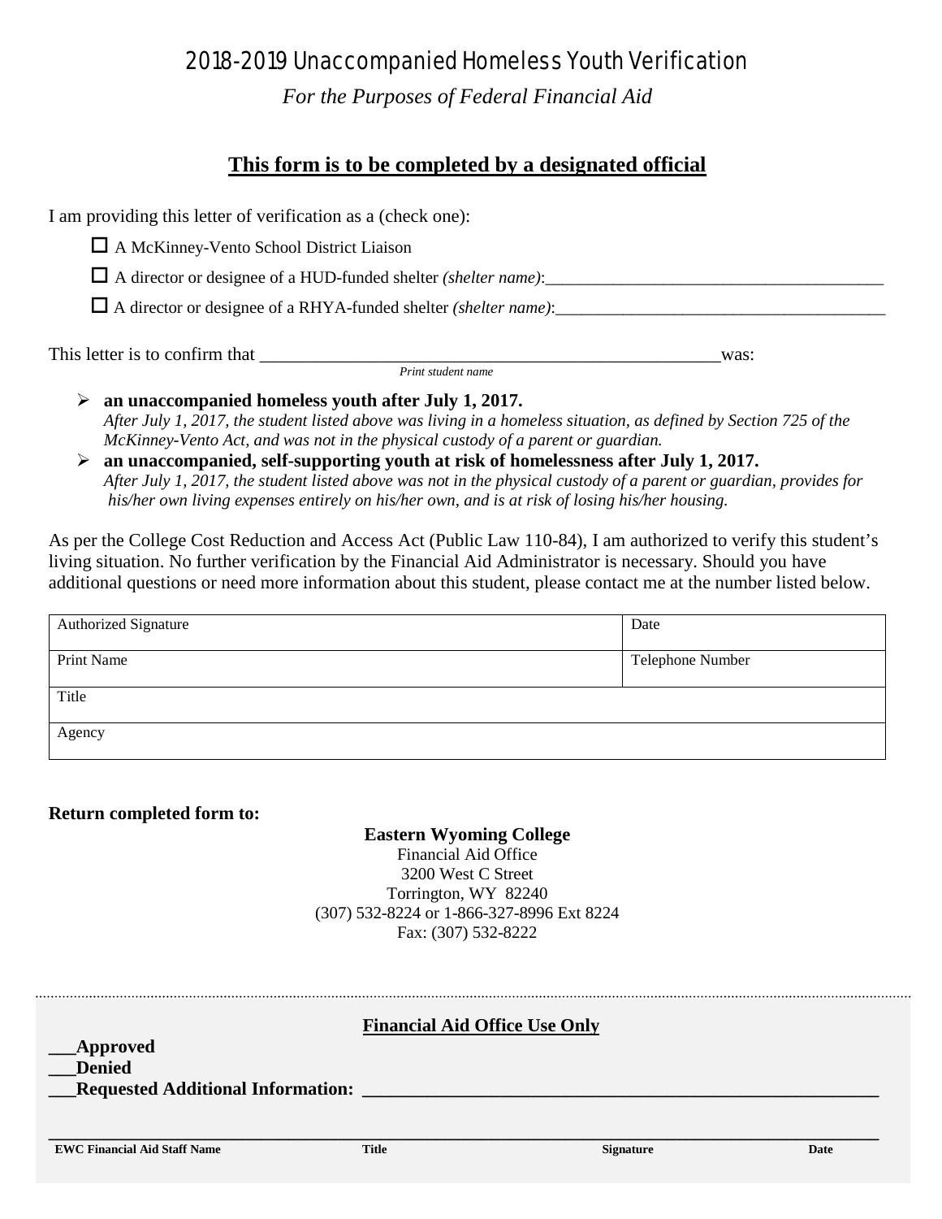# 2018-2019 Unaccompanied Homeless Youth Verification

*For the Purposes of Federal Financial Aid*

## This form is to be completed by a designated official

I am providing this letter of verification as a (check one):

☐ A McKinney-Vento School District Liaison

☐ A director or designee of a HUD-funded shelter *(shelter name)*:_______________________________________

☐ A director or designee of a RHYA-funded shelter *(shelter name)*:_______________________________________

This letter is to confirm that ___________________________________________________was:
*Print student name*

- **an unaccompanied homeless youth after July 1, 2017.**
  *After July 1, 2017, the student listed above was living in a homeless situation, as defined by Section 725 of the McKinney-Vento Act, and was not in the physical custody of a parent or guardian.*
- **an unaccompanied, self-supporting youth at risk of homelessness after July 1, 2017.**
  *After July 1, 2017, the student listed above was not in the physical custody of a parent or guardian, provides for his/her own living expenses entirely on his/her own, and is at risk of losing his/her housing.*

As per the College Cost Reduction and Access Act (Public Law 110-84), I am authorized to verify this student's living situation. No further verification by the Financial Aid Administrator is necessary. Should you have additional questions or need more information about this student, please contact me at the number listed below.

| Authorized Signature | Date |
|---|---|
| Print Name | Telephone Number |
| Title | |
| Agency | |

**Return completed form to:**

**Eastern Wyoming College**
Financial Aid Office
3200 West C Street
Torrington, WY 82240
(307) 532-8224 or 1-866-327-8996 Ext 8224
Fax: (307) 532-8222

**Financial Aid Office Use Only**

**___Approved**
**___Denied**
**___Requested Additional Information: ___________________________________________________**

_____________________________________________________________________________________

**EWC Financial Aid Staff Name** **Title** **Signature** **Date**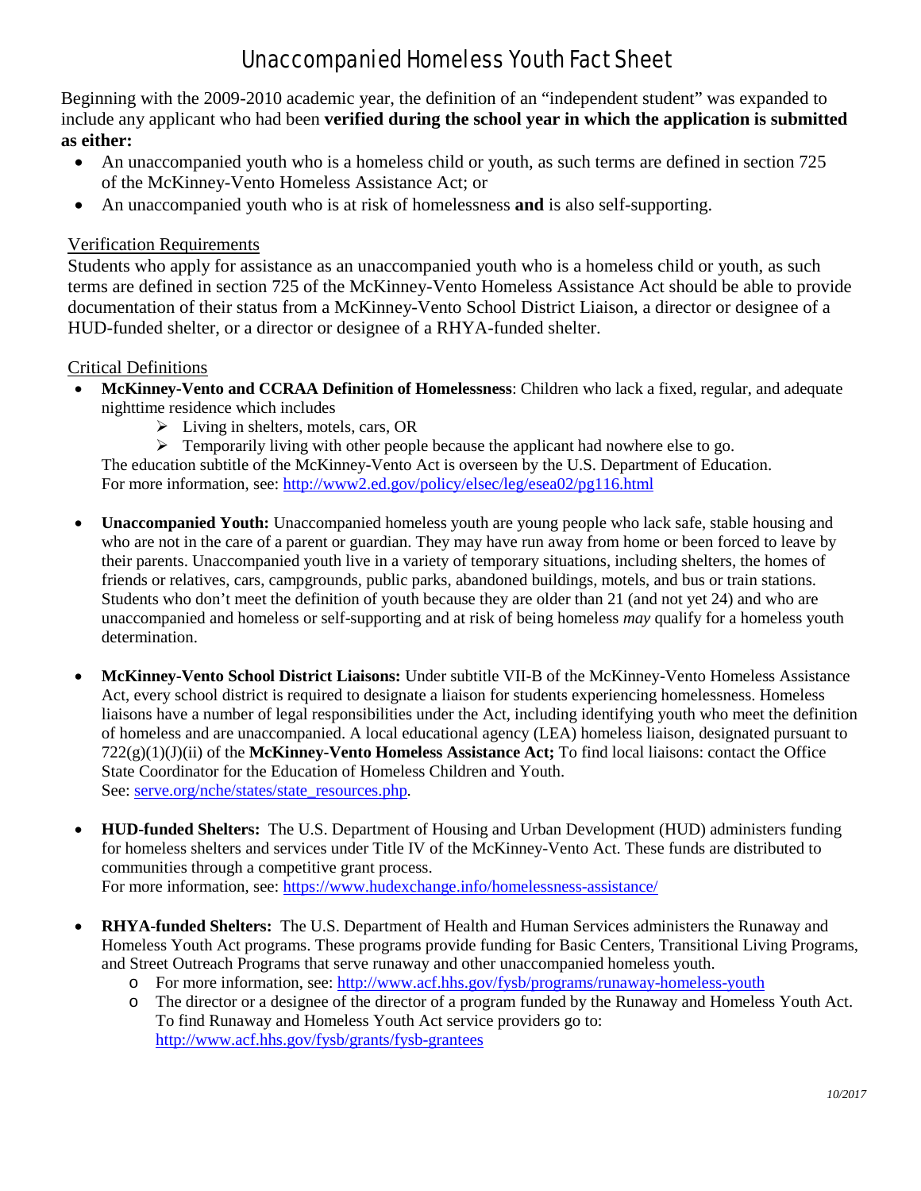# Unaccompanied Homeless Youth Fact Sheet

Beginning with the 2009-2010 academic year, the definition of an "independent student" was expanded to include any applicant who had been **verified during the school year in which the application is submitted as either:**

- An unaccompanied youth who is a homeless child or youth, as such terms are defined in section 725 of the McKinney-Vento Homeless Assistance Act; or
- An unaccompanied youth who is at risk of homelessness **and** is also self-supporting.

## Verification Requirements

Students who apply for assistance as an unaccompanied youth who is a homeless child or youth, as such terms are defined in section 725 of the McKinney-Vento Homeless Assistance Act should be able to provide documentation of their status from a McKinney-Vento School District Liaison, a director or designee of a HUD-funded shelter, or a director or designee of a RHYA-funded shelter.

## Critical Definitions

- **McKinney-Vento and CCRAA Definition of Homelessness**: Children who lack a fixed, regular, and adequate nighttime residence which includes
  - Living in shelters, motels, cars, OR
  - Temporarily living with other people because the applicant had nowhere else to go.

  The education subtitle of the McKinney-Vento Act is overseen by the U.S. Department of Education. For more information, see: http://www2.ed.gov/policy/elsec/leg/esea02/pg116.html

- **Unaccompanied Youth:** Unaccompanied homeless youth are young people who lack safe, stable housing and who are not in the care of a parent or guardian. They may have run away from home or been forced to leave by their parents. Unaccompanied youth live in a variety of temporary situations, including shelters, the homes of friends or relatives, cars, campgrounds, public parks, abandoned buildings, motels, and bus or train stations. Students who don't meet the definition of youth because they are older than 21 (and not yet 24) and who are unaccompanied and homeless or self-supporting and at risk of being homeless *may* qualify for a homeless youth determination.

- **McKinney-Vento School District Liaisons:** Under subtitle VII-B of the McKinney-Vento Homeless Assistance Act, every school district is required to designate a liaison for students experiencing homelessness. Homeless liaisons have a number of legal responsibilities under the Act, including identifying youth who meet the definition of homeless and are unaccompanied. A local educational agency (LEA) homeless liaison, designated pursuant to 722(g)(1)(J)(ii) of the **McKinney-Vento Homeless Assistance Act;** To find local liaisons: contact the Office State Coordinator for the Education of Homeless Children and Youth.
  See: serve.org/nche/states/state_resources.php.

- **HUD-funded Shelters:** The U.S. Department of Housing and Urban Development (HUD) administers funding for homeless shelters and services under Title IV of the McKinney-Vento Act. These funds are distributed to communities through a competitive grant process.
  For more information, see: https://www.hudexchange.info/homelessness-assistance/

- **RHYA-funded Shelters:** The U.S. Department of Health and Human Services administers the Runaway and Homeless Youth Act programs. These programs provide funding for Basic Centers, Transitional Living Programs, and Street Outreach Programs that serve runaway and other unaccompanied homeless youth.
  - For more information, see: http://www.acf.hhs.gov/fysb/programs/runaway-homeless-youth
  - The director or a designee of the director of a program funded by the Runaway and Homeless Youth Act. To find Runaway and Homeless Youth Act service providers go to: http://www.acf.hhs.gov/fysb/grants/fysb-grantees

*10/2017*